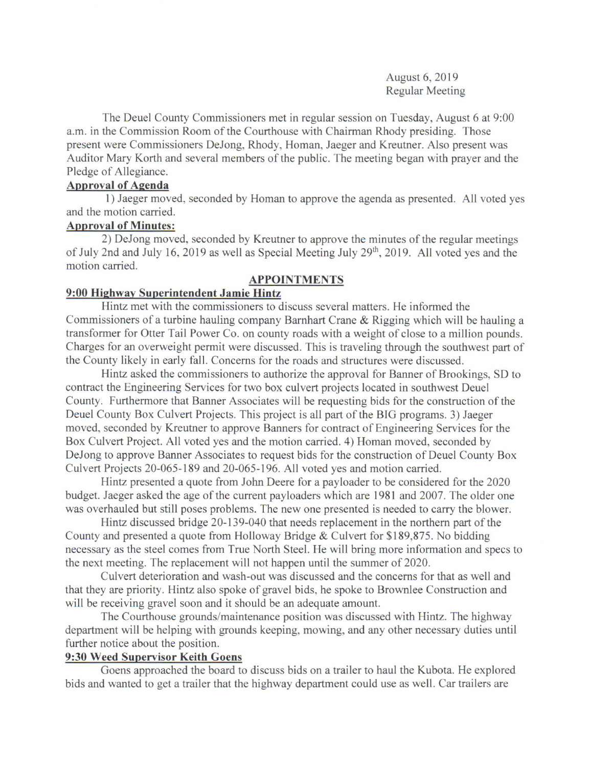August 6, 2019
Regular Meeting

The Deuel County Commissioners met in regular session on Tuesday, August 6 at 9:00 a.m. in the Commission Room of the Courthouse with Chairman Rhody presiding. Those present were Commissioners DeJong, Rhody, Homan, Jaeger and Kreutner. Also present was Auditor Mary Korth and several members of the public. The meeting began with prayer and the Pledge of Allegiance.

**Approval of Agenda**

1) Jaeger moved, seconded by Homan to approve the agenda as presented. All voted yes and the motion carried.

**Approval of Minutes:**

2) DeJong moved, seconded by Kreutner to approve the minutes of the regular meetings of July 2nd and July 16, 2019 as well as Special Meeting July 29th, 2019. All voted yes and the motion carried.

## APPOINTMENTS

**9:00 Highway Superintendent Jamie Hintz**

Hintz met with the commissioners to discuss several matters. He informed the Commissioners of a turbine hauling company Barnhart Crane & Rigging which will be hauling a transformer for Otter Tail Power Co. on county roads with a weight of close to a million pounds. Charges for an overweight permit were discussed. This is traveling through the southwest part of the County likely in early fall. Concerns for the roads and structures were discussed.

Hintz asked the commissioners to authorize the approval for Banner of Brookings, SD to contract the Engineering Services for two box culvert projects located in southwest Deuel County. Furthermore that Banner Associates will be requesting bids for the construction of the Deuel County Box Culvert Projects. This project is all part of the BIG programs. 3) Jaeger moved, seconded by Kreutner to approve Banners for contract of Engineering Services for the Box Culvert Project. All voted yes and the motion carried. 4) Homan moved, seconded by DeJong to approve Banner Associates to request bids for the construction of Deuel County Box Culvert Projects 20-065-189 and 20-065-196. All voted yes and motion carried.

Hintz presented a quote from John Deere for a payloader to be considered for the 2020 budget. Jaeger asked the age of the current payloaders which are 1981 and 2007. The older one was overhauled but still poses problems. The new one presented is needed to carry the blower.

Hintz discussed bridge 20-139-040 that needs replacement in the northern part of the County and presented a quote from Holloway Bridge & Culvert for $189,875. No bidding necessary as the steel comes from True North Steel. He will bring more information and specs to the next meeting. The replacement will not happen until the summer of 2020.

Culvert deterioration and wash-out was discussed and the concerns for that as well and that they are priority. Hintz also spoke of gravel bids, he spoke to Brownlee Construction and will be receiving gravel soon and it should be an adequate amount.

The Courthouse grounds/maintenance position was discussed with Hintz. The highway department will be helping with grounds keeping, mowing, and any other necessary duties until further notice about the position.

**9:30 Weed Supervisor Keith Goens**

Goens approached the board to discuss bids on a trailer to haul the Kubota. He explored bids and wanted to get a trailer that the highway department could use as well. Car trailers are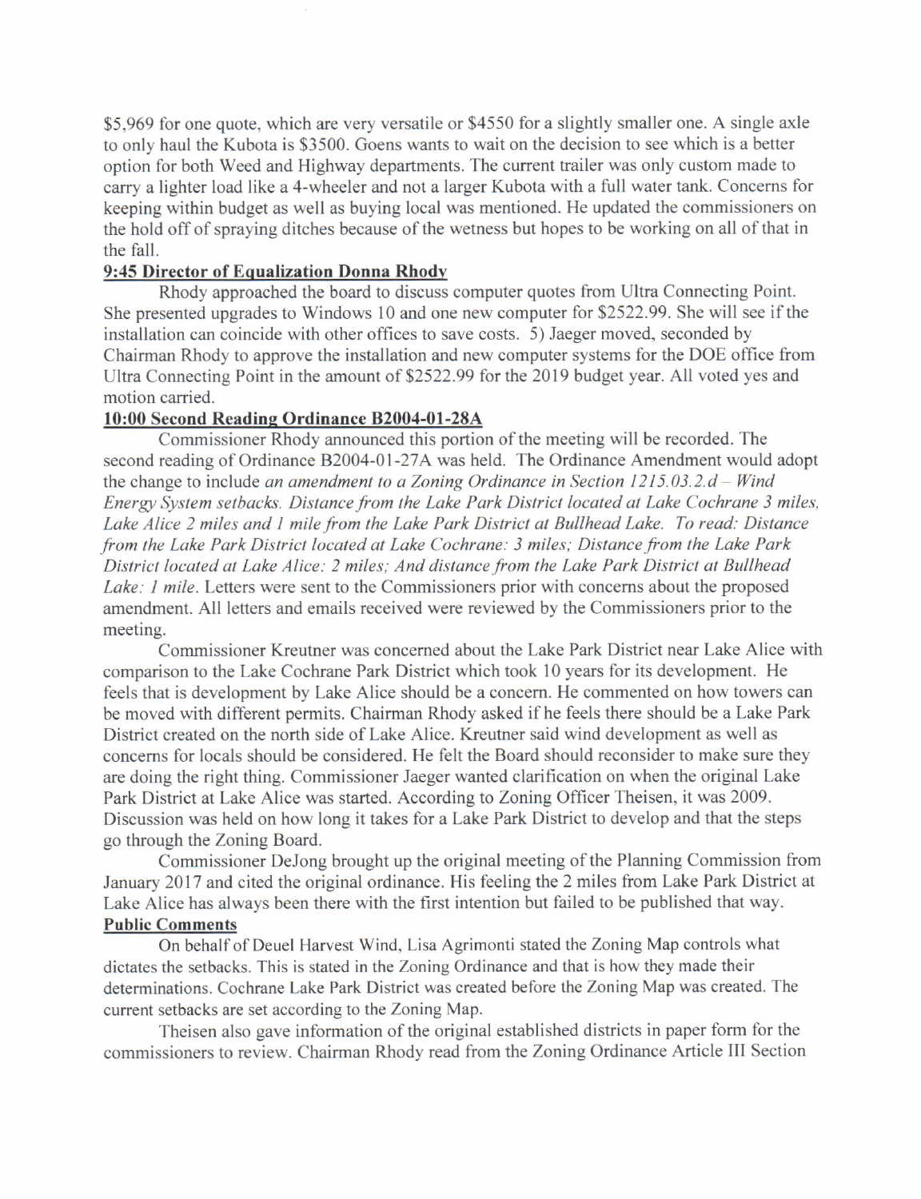$5,969 for one quote, which are very versatile or $4550 for a slightly smaller one. A single axle to only haul the Kubota is $3500. Goens wants to wait on the decision to see which is a better option for both Weed and Highway departments. The current trailer was only custom made to carry a lighter load like a 4-wheeler and not a larger Kubota with a full water tank. Concerns for keeping within budget as well as buying local was mentioned. He updated the commissioners on the hold off of spraying ditches because of the wetness but hopes to be working on all of that in the fall.

**9:45 Director of Equalization Donna Rhody**

Rhody approached the board to discuss computer quotes from Ultra Connecting Point. She presented upgrades to Windows 10 and one new computer for $2522.99. She will see if the installation can coincide with other offices to save costs. 5) Jaeger moved, seconded by Chairman Rhody to approve the installation and new computer systems for the DOE office from Ultra Connecting Point in the amount of $2522.99 for the 2019 budget year. All voted yes and motion carried.

**10:00 Second Reading Ordinance B2004-01-28A**

Commissioner Rhody announced this portion of the meeting will be recorded. The second reading of Ordinance B2004-01-27A was held. The Ordinance Amendment would adopt the change to include *an amendment to a Zoning Ordinance in Section 1215.03.2.d – Wind Energy System setbacks. Distance from the Lake Park District located at Lake Cochrane 3 miles, Lake Alice 2 miles and 1 mile from the Lake Park District at Bullhead Lake. To read: Distance from the Lake Park District located at Lake Cochrane: 3 miles; Distance from the Lake Park District located at Lake Alice: 2 miles; And distance from the Lake Park District at Bullhead Lake: 1 mile*. Letters were sent to the Commissioners prior with concerns about the proposed amendment. All letters and emails received were reviewed by the Commissioners prior to the meeting.

Commissioner Kreutner was concerned about the Lake Park District near Lake Alice with comparison to the Lake Cochrane Park District which took 10 years for its development. He feels that is development by Lake Alice should be a concern. He commented on how towers can be moved with different permits. Chairman Rhody asked if he feels there should be a Lake Park District created on the north side of Lake Alice. Kreutner said wind development as well as concerns for locals should be considered. He felt the Board should reconsider to make sure they are doing the right thing. Commissioner Jaeger wanted clarification on when the original Lake Park District at Lake Alice was started. According to Zoning Officer Theisen, it was 2009. Discussion was held on how long it takes for a Lake Park District to develop and that the steps go through the Zoning Board.

Commissioner DeJong brought up the original meeting of the Planning Commission from January 2017 and cited the original ordinance. His feeling the 2 miles from Lake Park District at Lake Alice has always been there with the first intention but failed to be published that way.

**Public Comments**

On behalf of Deuel Harvest Wind, Lisa Agrimonti stated the Zoning Map controls what dictates the setbacks. This is stated in the Zoning Ordinance and that is how they made their determinations. Cochrane Lake Park District was created before the Zoning Map was created. The current setbacks are set according to the Zoning Map.

Theisen also gave information of the original established districts in paper form for the commissioners to review. Chairman Rhody read from the Zoning Ordinance Article III Section